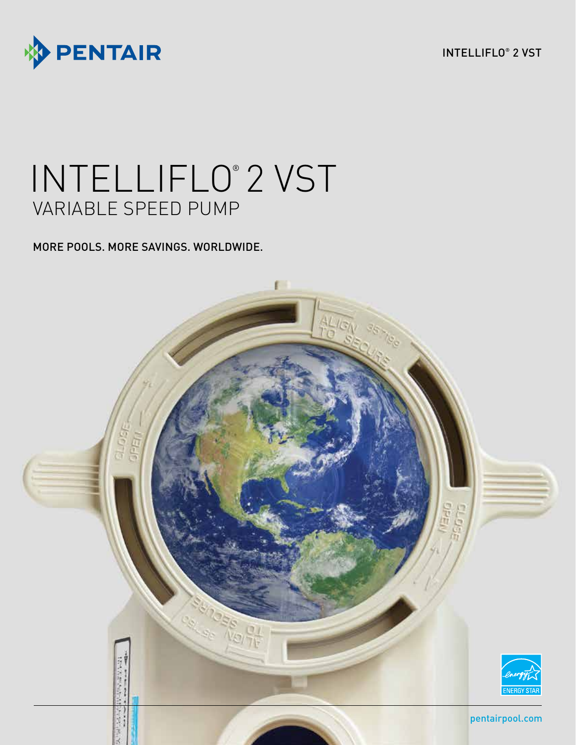PENTAIR

INTELLIFLO® 2 VST

# INTELLIFLO® 2 VST

## VARIABLE SPEED PUMP

MORE POOLS. MORE SAVINGS. WORLDWIDE.

pentairpool.com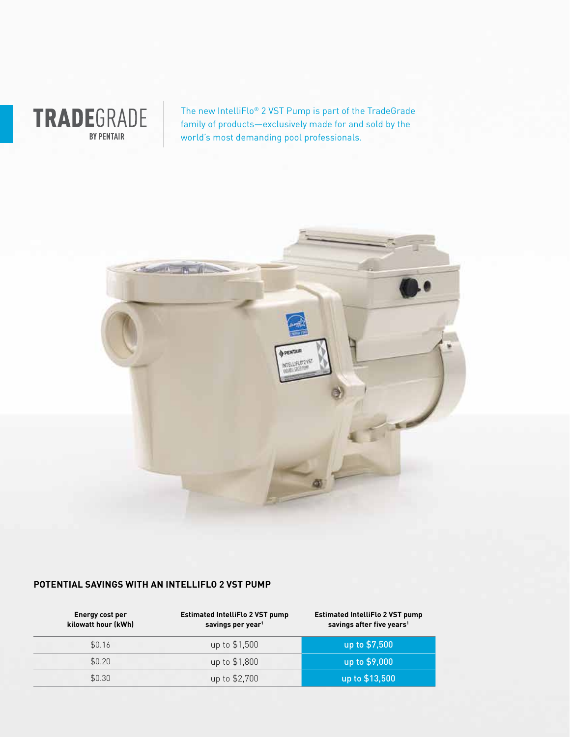**TRADE**GRADE
BY PENTAIR

The new IntelliFlo® 2 VST Pump is part of the TradeGrade family of products—exclusively made for and sold by the world's most demanding pool professionals.

## POTENTIAL SAVINGS WITH AN INTELLIFLO 2 VST PUMP

| Energy cost per kilowatt hour (kWh) | Estimated IntelliFlo 2 VST pump savings per year[1] | Estimated IntelliFlo 2 VST pump savings after five years[1] |
|---|---|---|
| $0.16 | up to $1,500 | up to $7,500 |
| $0.20 | up to $1,800 | up to $9,000 |
| $0.30 | up to $2,700 | up to $13,500 |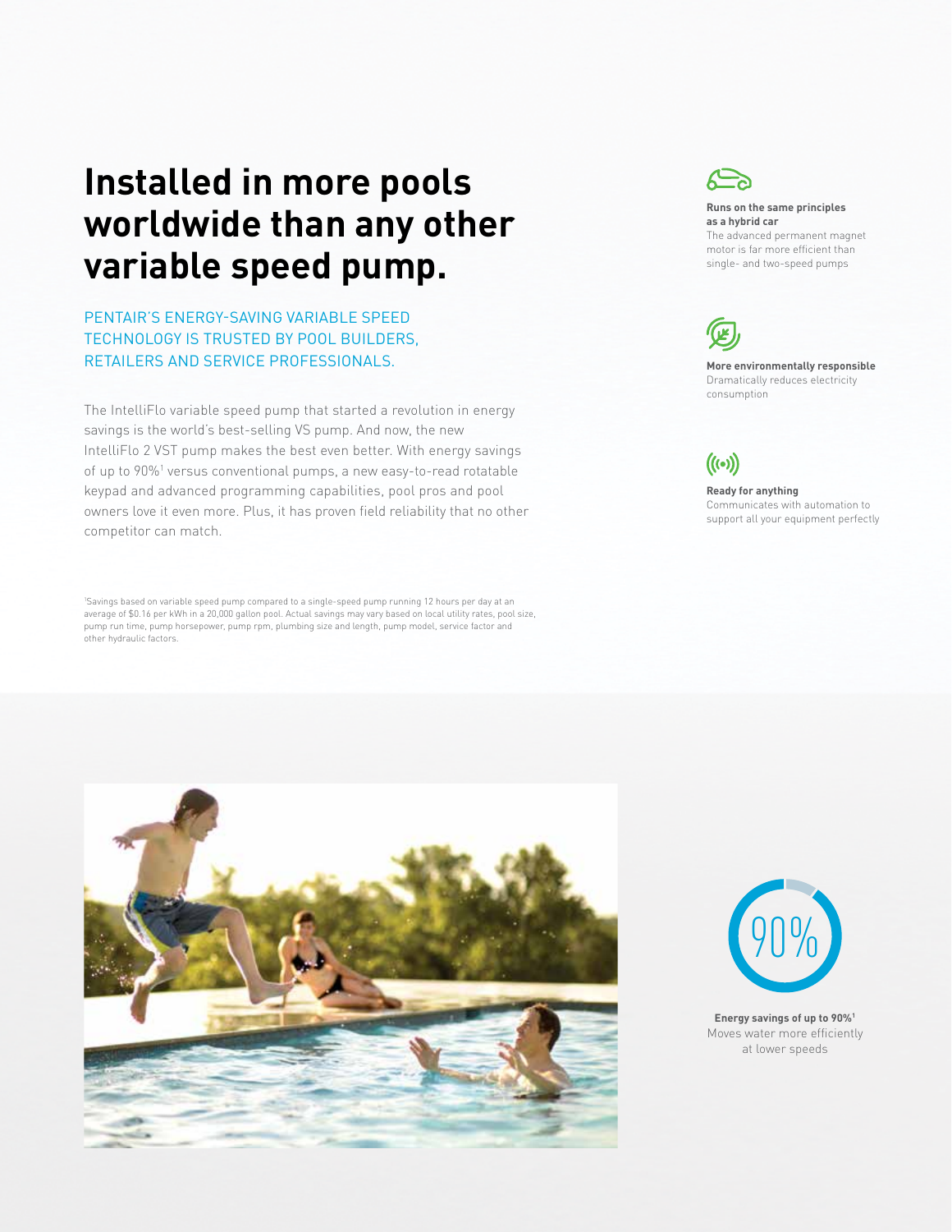# Installed in more pools worldwide than any other variable speed pump.

PENTAIR'S ENERGY-SAVING VARIABLE SPEED TECHNOLOGY IS TRUSTED BY POOL BUILDERS, RETAILERS AND SERVICE PROFESSIONALS.

The IntelliFlo variable speed pump that started a revolution in energy savings is the world's best-selling VS pump. And now, the new IntelliFlo 2 VST pump makes the best even better. With energy savings of up to 90%[1] versus conventional pumps, a new easy-to-read rotatable keypad and advanced programming capabilities, pool pros and pool owners love it even more. Plus, it has proven field reliability that no other competitor can match.

[1]Savings based on variable speed pump compared to a single-speed pump running 12 hours per day at an average of $0.16 per kWh in a 20,000 gallon pool. Actual savings may vary based on local utility rates, pool size, pump run time, pump horsepower, pump rpm, plumbing size and length, pump model, service factor and other hydraulic factors.

**Runs on the same principles as a hybrid car**
The advanced permanent magnet motor is far more efficient than single- and two-speed pumps

**More environmentally responsible**
Dramatically reduces electricity consumption

**Ready for anything**
Communicates with automation to support all your equipment perfectly

90%

**Energy savings of up to 90%[1]**
Moves water more efficiently at lower speeds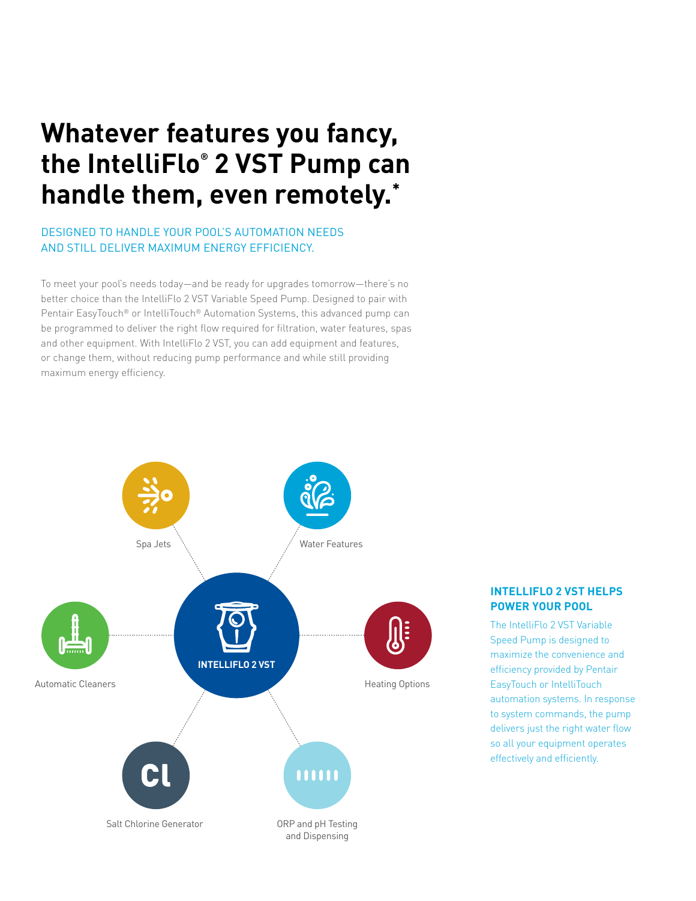# Whatever features you fancy, the IntelliFlo® 2 VST Pump can handle them, even remotely.*

DESIGNED TO HANDLE YOUR POOL'S AUTOMATION NEEDS AND STILL DELIVER MAXIMUM ENERGY EFFICIENCY.

To meet your pool's needs today—and be ready for upgrades tomorrow—there's no better choice than the IntelliFlo 2 VST Variable Speed Pump. Designed to pair with Pentair EasyTouch® or IntelliTouch® Automation Systems, this advanced pump can be programmed to deliver the right flow required for filtration, water features, spas and other equipment. With IntelliFlo 2 VST, you can add equipment and features, or change them, without reducing pump performance and while still providing maximum energy efficiency.

INTELLIFLO 2 VST

- Spa Jets
- Water Features
- Automatic Cleaners
- Heating Options
- Salt Chlorine Generator
- ORP and pH Testing and Dispensing

## INTELLIFLO 2 VST HELPS POWER YOUR POOL

The IntelliFlo 2 VST Variable Speed Pump is designed to maximize the convenience and efficiency provided by Pentair EasyTouch or IntelliTouch automation systems. In response to system commands, the pump delivers just the right water flow so all your equipment operates effectively and efficiently.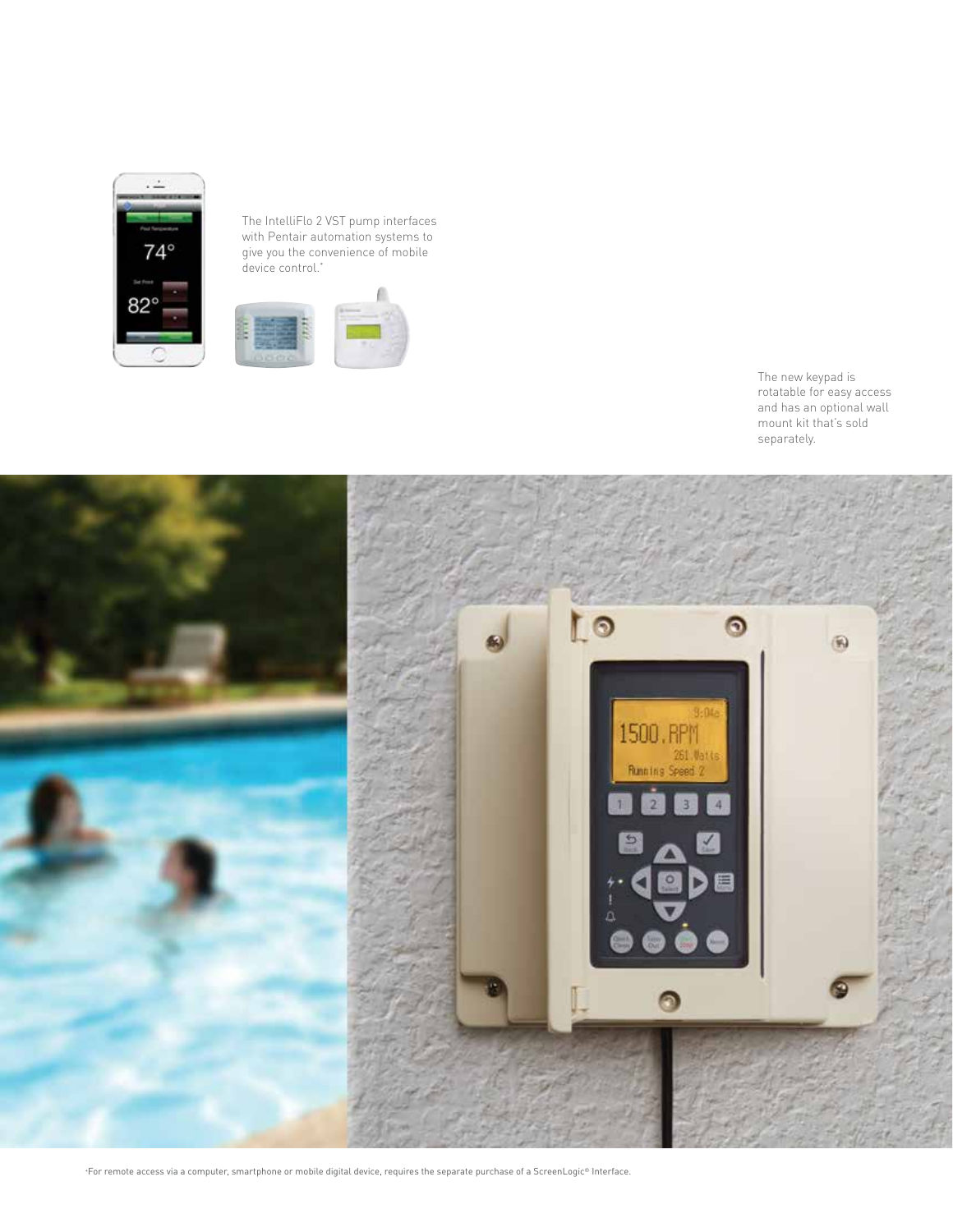The IntelliFlo 2 VST pump interfaces with Pentair automation systems to give you the convenience of mobile device control.*

The new keypad is rotatable for easy access and has an optional wall mount kit that's sold separately.

*For remote access via a computer, smartphone or mobile digital device, requires the separate purchase of a ScreenLogic® Interface.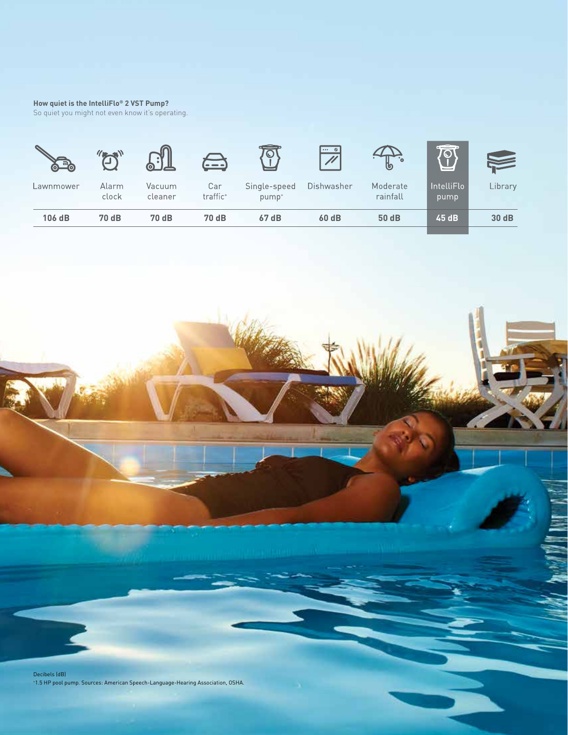**How quiet is the IntelliFlo® 2 VST Pump?**
So quiet you might not even know it's operating.

| Lawnmower | Alarm clock | Vacuum cleaner | Car traffic⁺ | Single-speed pump⁺ | Dishwasher | Moderate rainfall | IntelliFlo pump | Library |
|---|---|---|---|---|---|---|---|---|
| **106 dB** | **70 dB** | **70 dB** | **70 dB** | **67 dB** | **60 dB** | **50 dB** | **45 dB** | **30 dB** |

Decibels (dB)
⁺1.5 HP pool pump. Sources: American Speech-Language-Hearing Association, OSHA.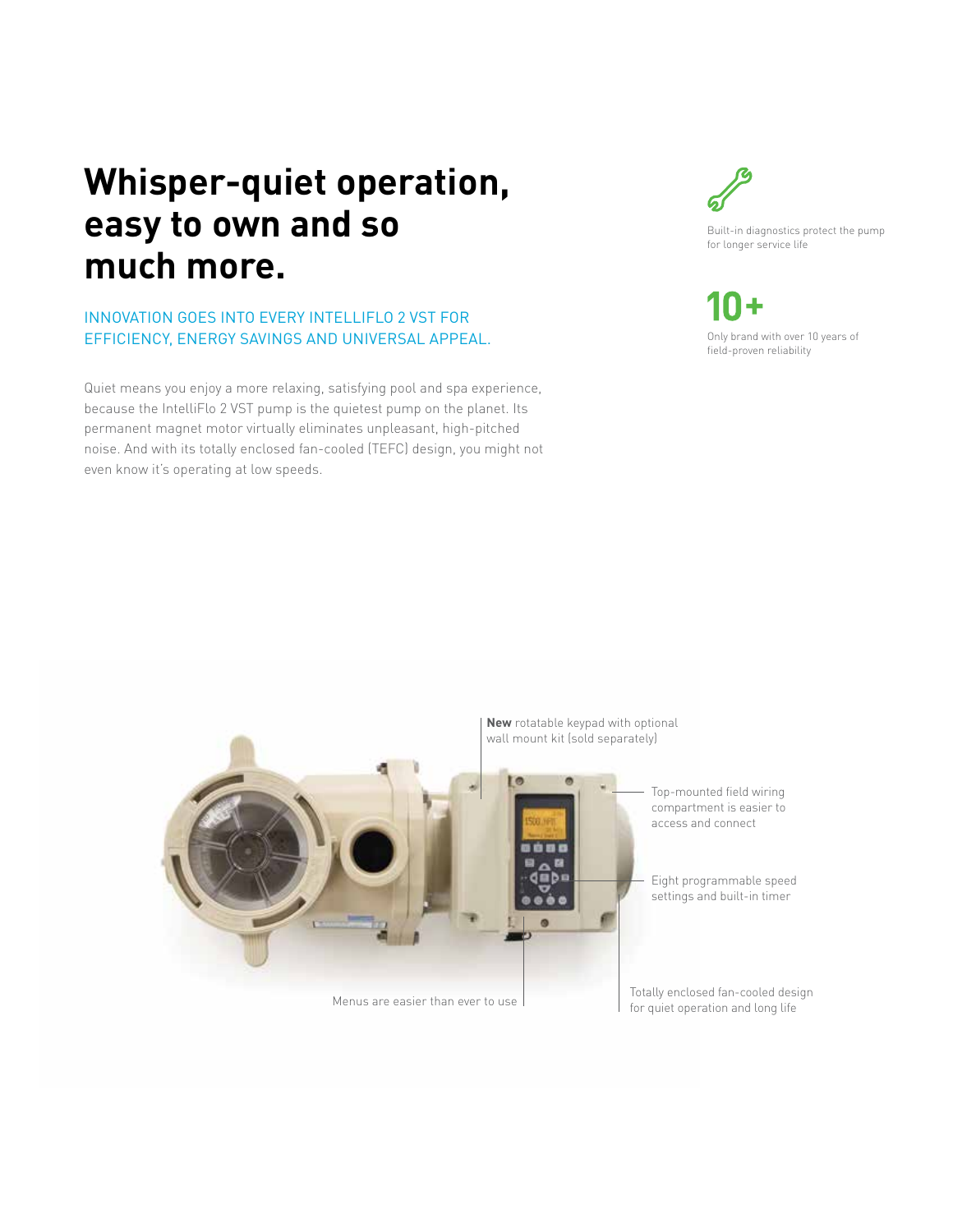# Whisper-quiet operation, easy to own and so much more.

INNOVATION GOES INTO EVERY INTELLIFLO 2 VST FOR EFFICIENCY, ENERGY SAVINGS AND UNIVERSAL APPEAL.

Quiet means you enjoy a more relaxing, satisfying pool and spa experience, because the IntelliFlo 2 VST pump is the quietest pump on the planet. Its permanent magnet motor virtually eliminates unpleasant, high-pitched noise. And with its totally enclosed fan-cooled (TEFC) design, you might not even know it's operating at low speeds.

Built-in diagnostics protect the pump for longer service life

**10+**

Only brand with over 10 years of field-proven reliability

**New** rotatable keypad with optional wall mount kit (sold separately)

Top-mounted field wiring compartment is easier to access and connect

Eight programmable speed settings and built-in timer

Menus are easier than ever to use

Totally enclosed fan-cooled design for quiet operation and long life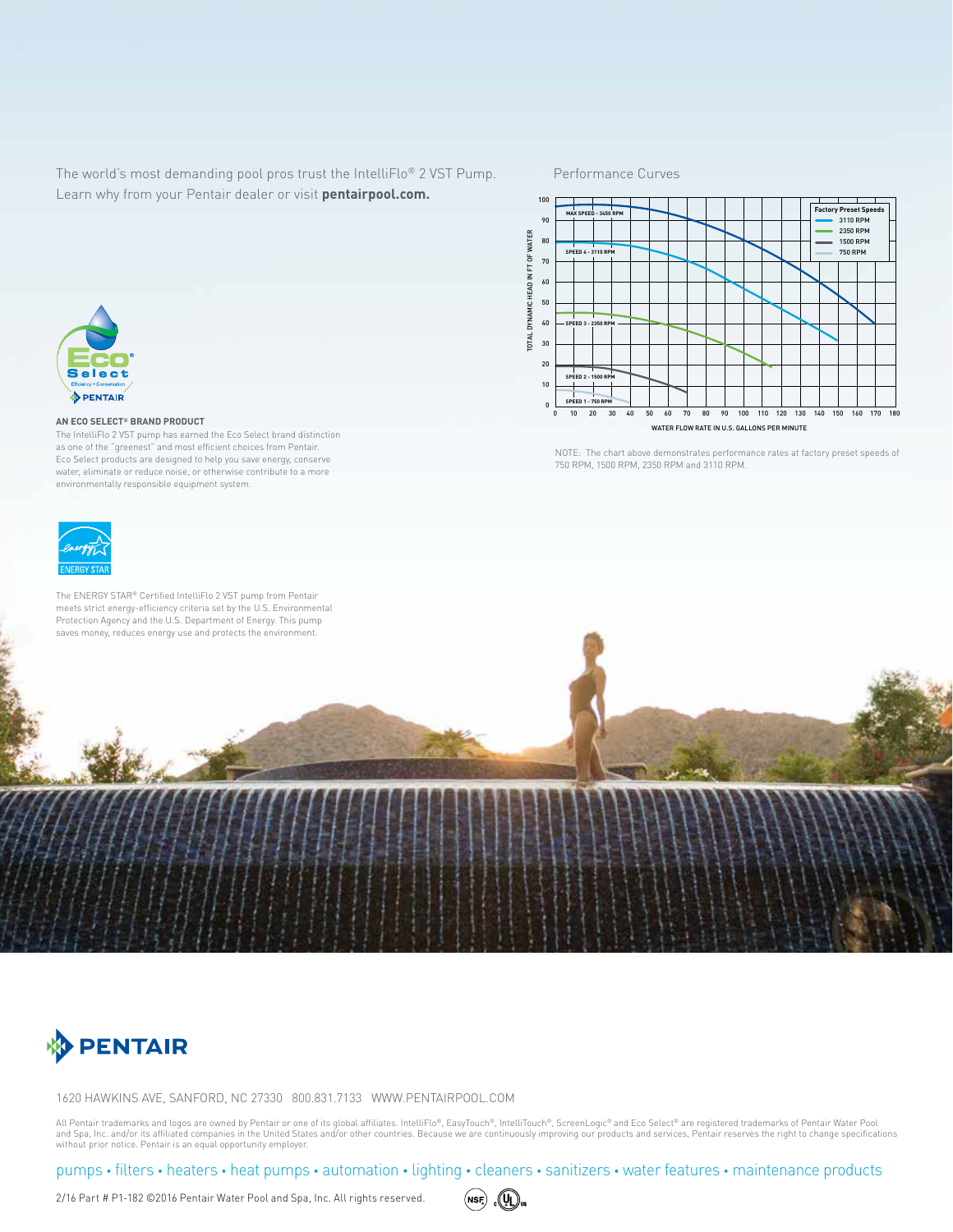The world's most demanding pool pros trust the IntelliFlo® 2 VST Pump. Learn why from your Pentair dealer or visit **pentairpool.com.**

Eco Select®
Efficiency • Conservation
PENTAIR

**AN ECO SELECT® BRAND PRODUCT**

The IntelliFlo 2 VST pump has earned the Eco Select brand distinction as one of the "greenest" and most efficient choices from Pentair. Eco Select products are designed to help you save energy, conserve water, eliminate or reduce noise, or otherwise contribute to a more environmentally responsible equipment system.

ENERGY STAR

The ENERGY STAR® Certified IntelliFlo 2 VST pump from Pentair meets strict energy-efficiency criteria set by the U.S. Environmental Protection Agency and the U.S. Department of Energy. This pump saves money, reduces energy use and protects the environment.

## Performance Curves

Factory Preset Speeds
3110 RPM
2350 RPM
1500 RPM
750 RPM

MAX SPEED - 3450 RPM
SPEED 4 - 3110 RPM
SPEED 3 - 2350 RPM
SPEED 2 - 1500 RPM
SPEED 1 - 750 RPM

TOTAL DYNAMIC HEAD IN FT OF WATER
0 10 20 30 40 50 60 70 80 90 100

WATER FLOW RATE IN U.S. GALLONS PER MINUTE
0 10 20 30 40 50 60 70 80 90 100 110 120 130 140 150 160 170 180

NOTE: The chart above demonstrates performance rates at factory preset speeds of 750 RPM, 1500 RPM, 2350 RPM and 3110 RPM.

PENTAIR

1620 HAWKINS AVE, SANFORD, NC 27330 800.831.7133 WWW.PENTAIRPOOL.COM

All Pentair trademarks and logos are owned by Pentair or one of its global affiliates. IntelliFlo®, EasyTouch®, IntelliTouch®, ScreenLogic® and Eco Select® are registered trademarks of Pentair Water Pool and Spa, Inc. and/or its affiliated companies in the United States and/or other countries. Because we are continuously improving our products and services, Pentair reserves the right to change specifications without prior notice. Pentair is an equal opportunity employer.

pumps • filters • heaters • heat pumps • automation • lighting • cleaners • sanitizers • water features • maintenance products

2/16 Part # P1-182 ©2016 Pentair Water Pool and Spa, Inc. All rights reserved.